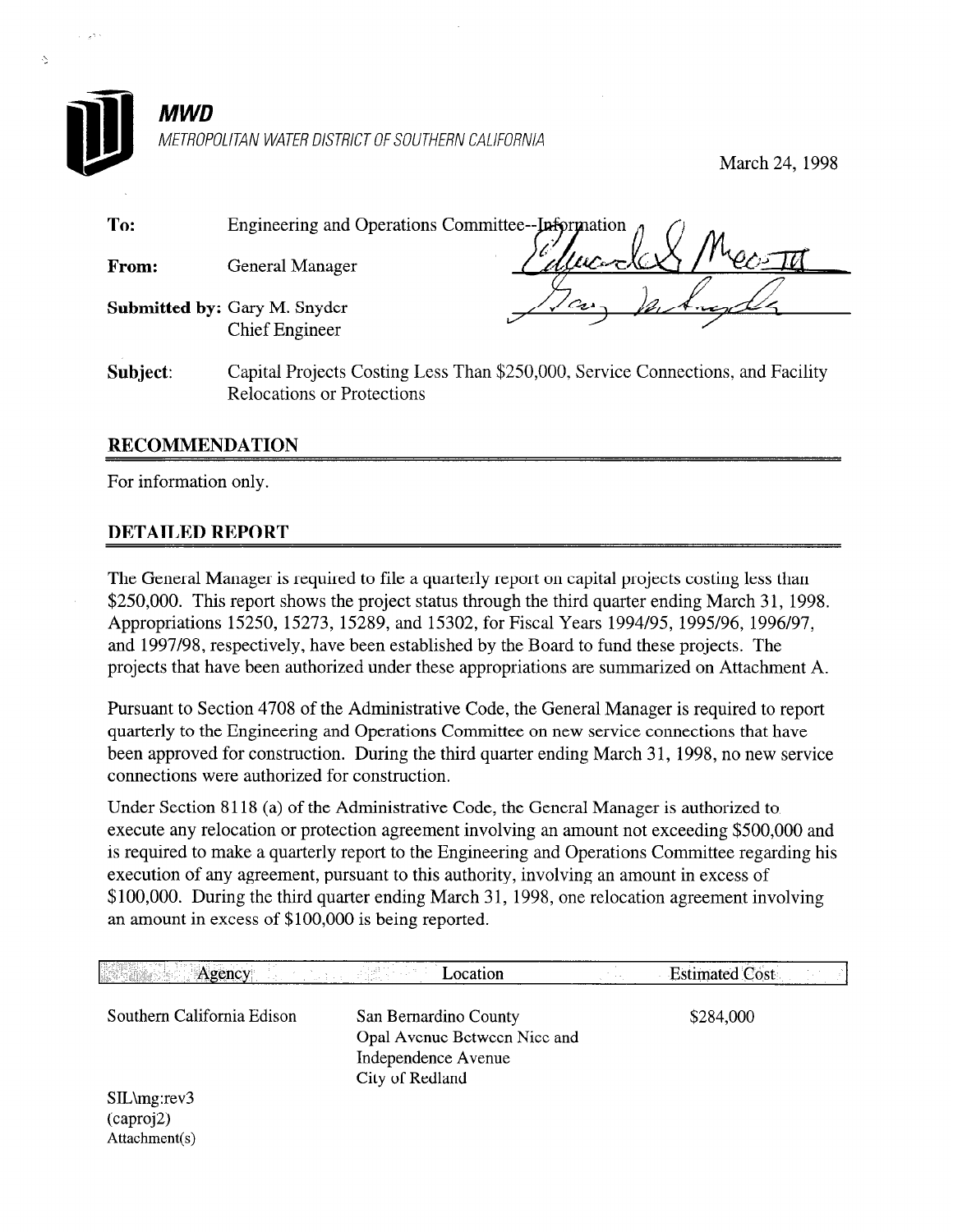**MWD**

*METROPOLITAN WATER DISTRICT OF SOUTHERN CALIFORNIA*

March 24, 1998

**To:** Engineering and Operations Committee--Information

**From:** General Manager

**Submitted by:** Gary M. Snyder
Chief Engineer

**Subject:** Capital Projects Costing Less Than $250,000, Service Connections, and Facility Relocations or Protections

## RECOMMENDATION

For information only.

## DETAILED REPORT

The General Manager is required to file a quarterly report on capital projects costing less than $250,000. This report shows the project status through the third quarter ending March 31, 1998. Appropriations 15250, 15273, 15289, and 15302, for Fiscal Years 1994/95, 1995/96, 1996/97, and 1997/98, respectively, have been established by the Board to fund these projects. The projects that have been authorized under these appropriations are summarized on Attachment A.

Pursuant to Section 4708 of the Administrative Code, the General Manager is required to report quarterly to the Engineering and Operations Committee on new service connections that have been approved for construction. During the third quarter ending March 31, 1998, no new service connections were authorized for construction.

Under Section 8118 (a) of the Administrative Code, the General Manager is authorized to execute any relocation or protection agreement involving an amount not exceeding $500,000 and is required to make a quarterly report to the Engineering and Operations Committee regarding his execution of any agreement, pursuant to this authority, involving an amount in excess of $100,000. During the third quarter ending March 31, 1998, one relocation agreement involving an amount in excess of $100,000 is being reported.

| Agency | Location | Estimated Cost |
|---|---|---|
| Southern California Edison | San Bernardino County<br>Opal Avenue Between Nice and Independence Avenue<br>City of Redland | $284,000 |

SIL\mg:rev3
(caproj2)
Attachment(s)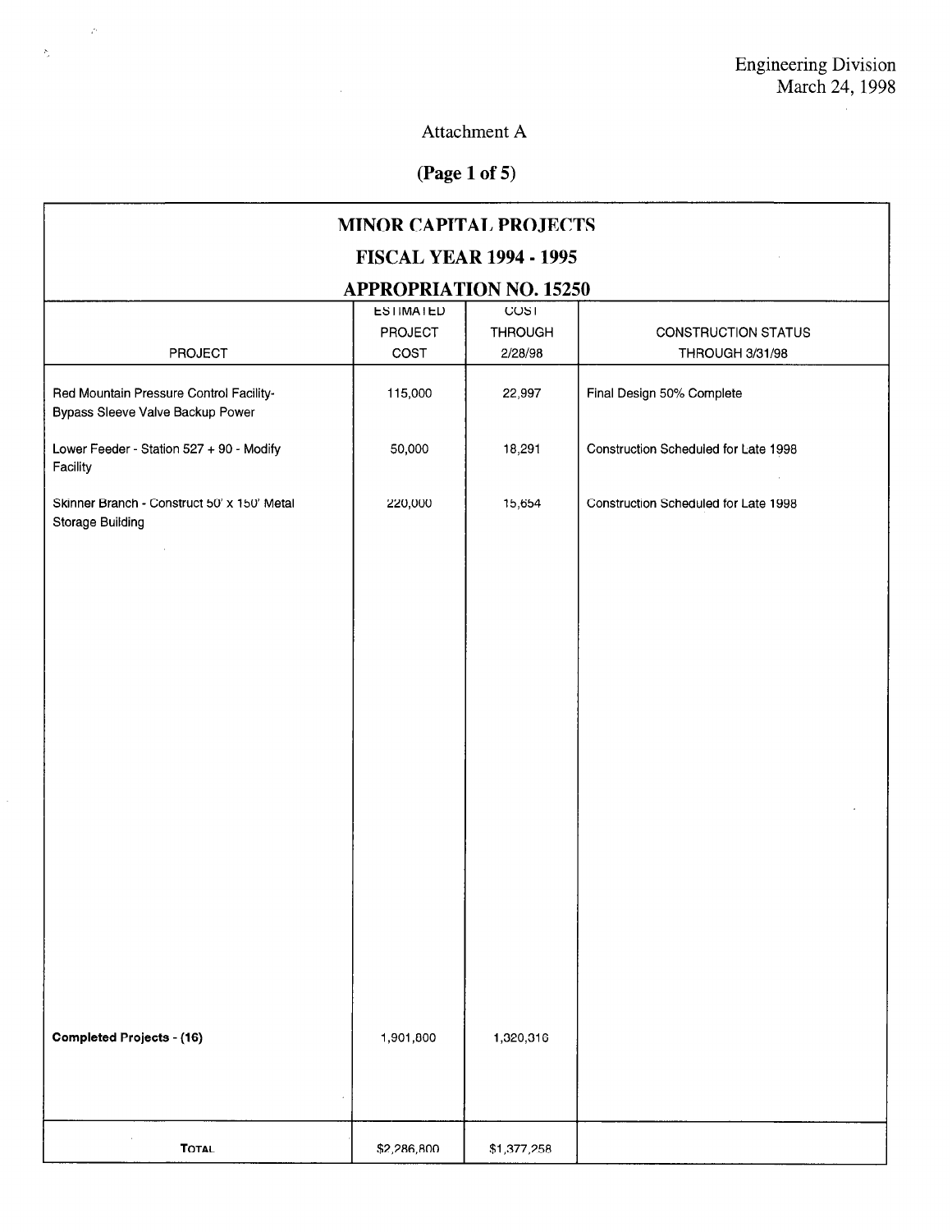Engineering Division
March 24, 1998

Attachment A

**(Page 1 of 5)**

## MINOR CAPITAL PROJECTS
## FISCAL YEAR 1994 - 1995
## APPROPRIATION NO. 15250

| PROJECT | ESTIMATED PROJECT COST | COST THROUGH 2/28/98 | CONSTRUCTION STATUS THROUGH 3/31/98 |
|---|---|---|---|
| Red Mountain Pressure Control Facility-Bypass Sleeve Valve Backup Power | 115,000 | 22,997 | Final Design 50% Complete |
| Lower Feeder - Station 527 + 90 - Modify Facility | 50,000 | 18,291 | Construction Scheduled for Late 1998 |
| Skinner Branch - Construct 50' x 150' Metal Storage Building | 220,000 | 15,654 | Construction Scheduled for Late 1998 |
| **Completed Projects - (16)** | 1,901,800 | 1,320,316 | |
| **TOTAL** | $2,286,800 | $1,377,258 | |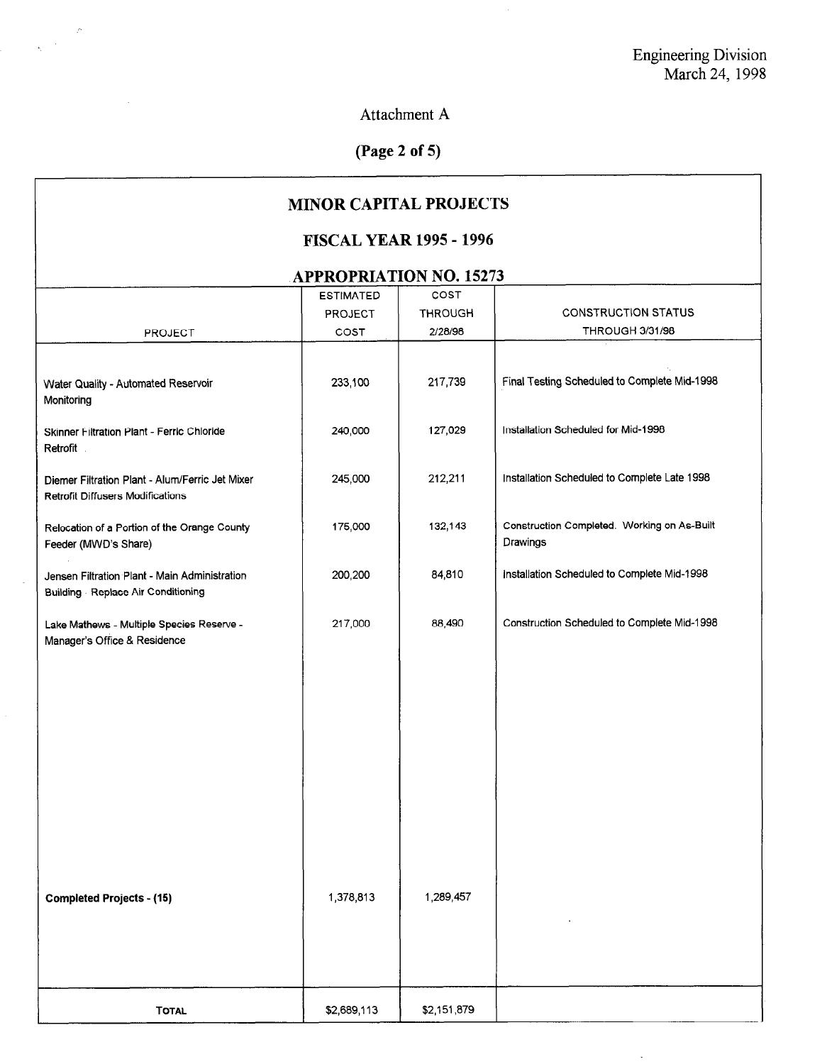Engineering Division
March 24, 1998

Attachment A

**(Page 2 of 5)**

## MINOR CAPITAL PROJECTS

## FISCAL YEAR 1995 - 1996

## APPROPRIATION NO. 15273

| PROJECT | ESTIMATED PROJECT COST | COST THROUGH 2/28/98 | CONSTRUCTION STATUS THROUGH 3/31/98 |
|---|---|---|---|
| Water Quality - Automated Reservoir Monitoring | 233,100 | 217,739 | Final Testing Scheduled to Complete Mid-1998 |
| Skinner Filtration Plant - Ferric Chloride Retrofit | 240,000 | 127,029 | Installation Scheduled for Mid-1998 |
| Diemer Filtration Plant - Alum/Ferric Jet Mixer Retrofit Diffusers Modifications | 245,000 | 212,211 | Installation Scheduled to Complete Late 1998 |
| Relocation of a Portion of the Orange County Feeder (MWD's Share) | 175,000 | 132,143 | Construction Completed. Working on As-Built Drawings |
| Jensen Filtration Plant - Main Administration Building - Replace Air Conditioning | 200,200 | 84,810 | Installation Scheduled to Complete Mid-1998 |
| Lake Mathews - Multiple Species Reserve - Manager's Office & Residence | 217,000 | 88,490 | Construction Scheduled to Complete Mid-1998 |
| **Completed Projects - (15)** | 1,378,813 | 1,289,457 | |
| **TOTAL** | $2,689,113 | $2,151,879 | |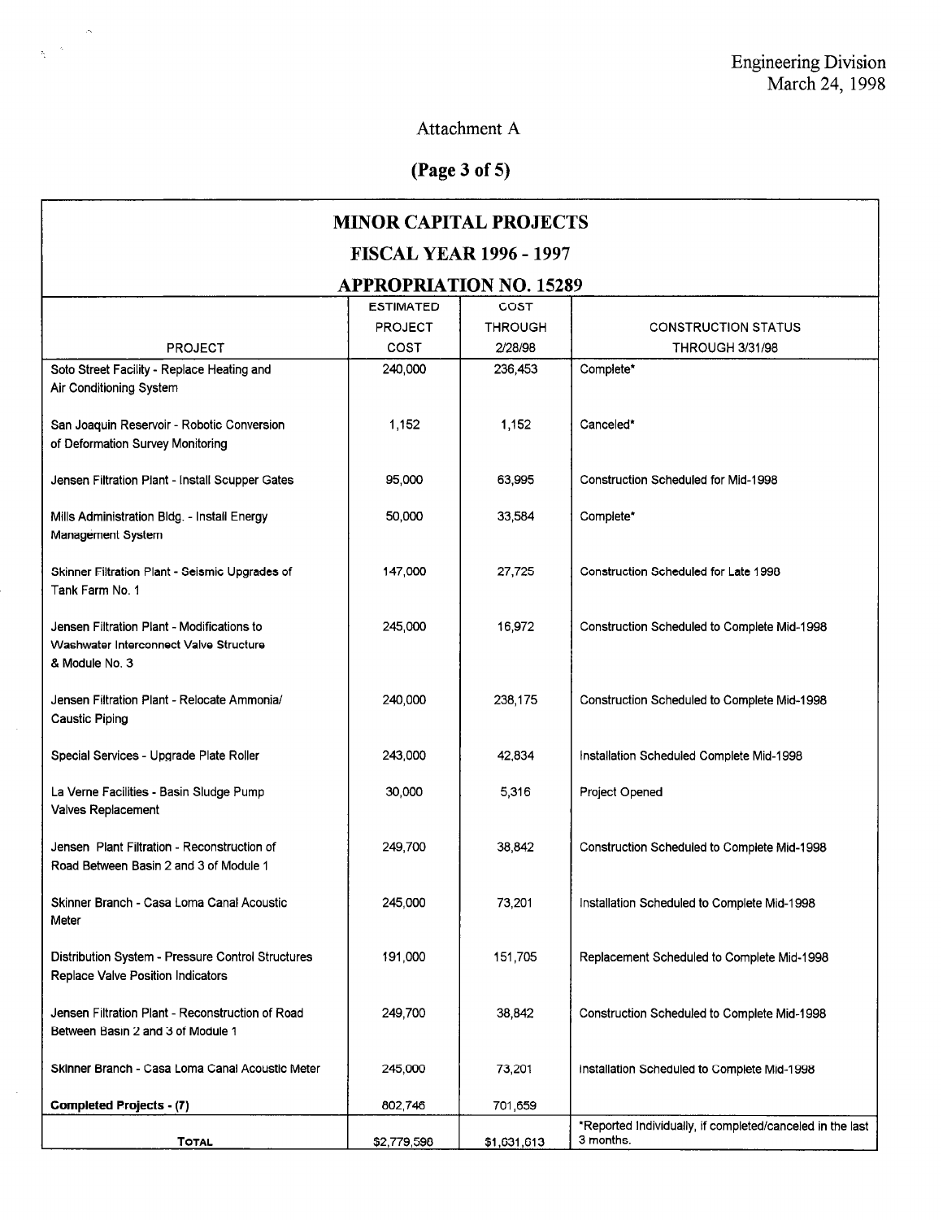Engineering Division
March 24, 1998

Attachment A

**(Page 3 of 5)**

| MINOR CAPITAL PROJECTS<br>FISCAL YEAR 1996 - 1997<br>APPROPRIATION NO. 15289 | | | |
|---|---|---|---|
| PROJECT | ESTIMATED PROJECT COST | COST THROUGH 2/28/98 | CONSTRUCTION STATUS THROUGH 3/31/98 |
| Soto Street Facility - Replace Heating and Air Conditioning System | 240,000 | 236,453 | Complete* |
| San Joaquin Reservoir - Robotic Conversion of Deformation Survey Monitoring | 1,152 | 1,152 | Canceled* |
| Jensen Filtration Plant - Install Scupper Gates | 95,000 | 63,995 | Construction Scheduled for Mid-1998 |
| Mills Administration Bldg. - Install Energy Management System | 50,000 | 33,584 | Complete* |
| Skinner Filtration Plant - Seismic Upgrades of Tank Farm No. 1 | 147,000 | 27,725 | Construction Scheduled for Late 1998 |
| Jensen Filtration Plant - Modifications to Washwater Interconnect Valve Structure & Module No. 3 | 245,000 | 16,972 | Construction Scheduled to Complete Mid-1998 |
| Jensen Filtration Plant - Relocate Ammonia/ Caustic Piping | 240,000 | 238,175 | Construction Scheduled to Complete Mid-1998 |
| Special Services - Upgrade Plate Roller | 243,000 | 42,834 | Installation Scheduled Complete Mid-1998 |
| La Verne Facilities - Basin Sludge Pump Valves Replacement | 30,000 | 5,316 | Project Opened |
| Jensen Plant Filtration - Reconstruction of Road Between Basin 2 and 3 of Module 1 | 249,700 | 38,842 | Construction Scheduled to Complete Mid-1998 |
| Skinner Branch - Casa Loma Canal Acoustic Meter | 245,000 | 73,201 | Installation Scheduled to Complete Mid-1998 |
| Distribution System - Pressure Control Structures Replace Valve Position Indicators | 191,000 | 151,705 | Replacement Scheduled to Complete Mid-1998 |
| Jensen Filtration Plant - Reconstruction of Road Between Basin 2 and 3 of Module 1 | 249,700 | 38,842 | Construction Scheduled to Complete Mid-1998 |
| Skinner Branch - Casa Loma Canal Acoustic Meter | 245,000 | 73,201 | Installation Scheduled to Complete Mid-1998 |
| **Completed Projects - (7)** | 802,746 | 701,659 | |
| **TOTAL** | $2,779,598 | $1,631,613 | *Reported Individually, if completed/canceled in the last 3 months. |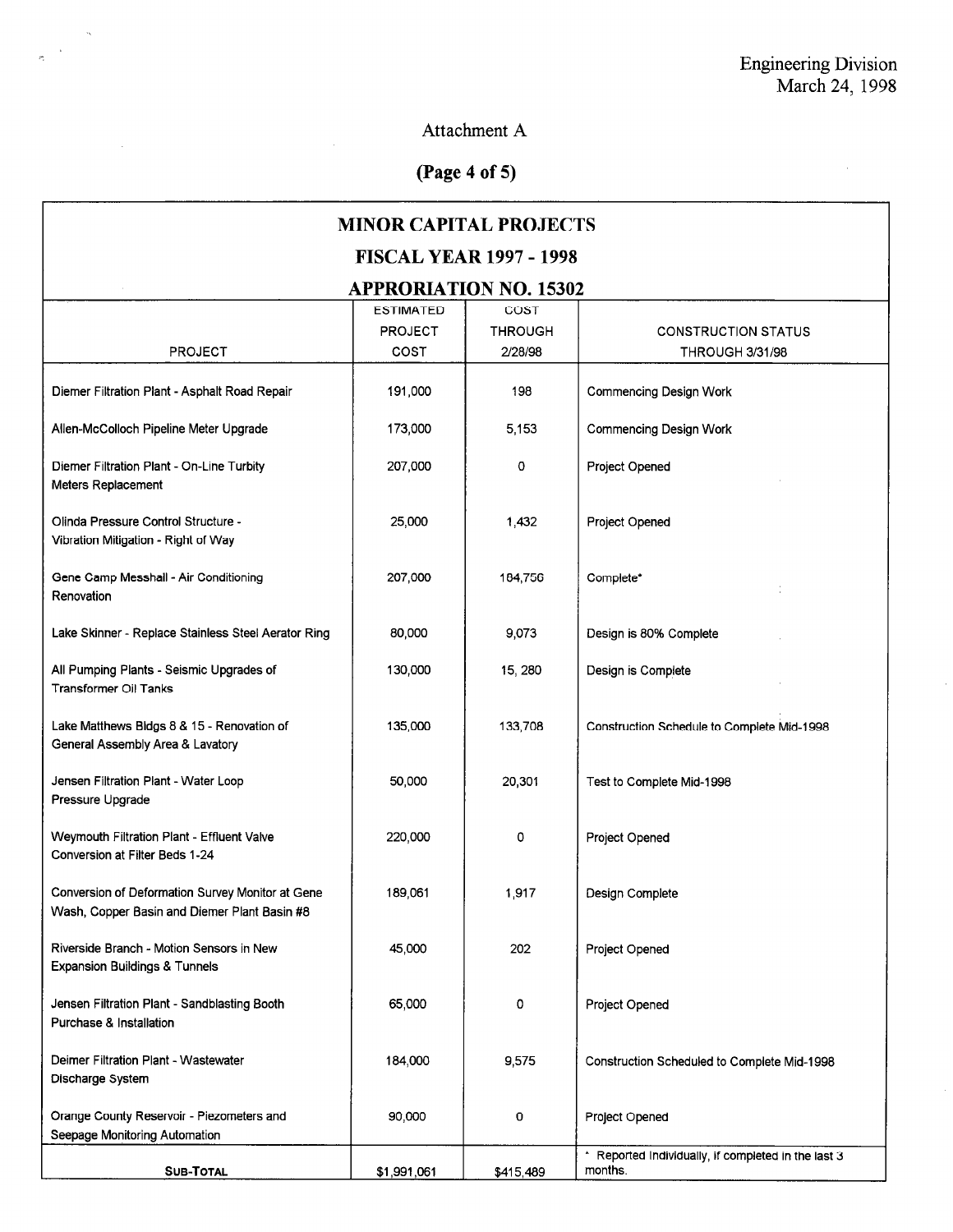Engineering Division
March 24, 1998

Attachment A

**(Page 4 of 5)**

## MINOR CAPITAL PROJECTS

## FISCAL YEAR 1997 - 1998

## APPRORIATION NO. 15302

| PROJECT | ESTIMATED PROJECT COST | COST THROUGH 2/28/98 | CONSTRUCTION STATUS THROUGH 3/31/98 |
|---|---|---|---|
| Diemer Filtration Plant - Asphalt Road Repair | 191,000 | 198 | Commencing Design Work |
| Allen-McColloch Pipeline Meter Upgrade | 173,000 | 5,153 | Commencing Design Work |
| Diemer Filtration Plant - On-Line Turbity Meters Replacement | 207,000 | 0 | Project Opened |
| Olinda Pressure Control Structure - Vibration Mitigation - Right of Way | 25,000 | 1,432 | Project Opened |
| Gene Camp Messhall - Air Conditioning Renovation | 207,000 | 184,756 | Complete* |
| Lake Skinner - Replace Stainless Steel Aerator Ring | 80,000 | 9,073 | Design is 80% Complete |
| All Pumping Plants - Seismic Upgrades of Transformer Oil Tanks | 130,000 | 15, 280 | Design is Complete |
| Lake Matthews Bldgs 8 & 15 - Renovation of General Assembly Area & Lavatory | 135,000 | 133,708 | Construction Schedule to Complete Mid-1998 |
| Jensen Filtration Plant - Water Loop Pressure Upgrade | 50,000 | 20,301 | Test to Complete Mid-1998 |
| Weymouth Filtration Plant - Effluent Valve Conversion at Filter Beds 1-24 | 220,000 | 0 | Project Opened |
| Conversion of Deformation Survey Monitor at Gene Wash, Copper Basin and Diemer Plant Basin #8 | 189,061 | 1,917 | Design Complete |
| Riverside Branch - Motion Sensors in New Expansion Buildings & Tunnels | 45,000 | 202 | Project Opened |
| Jensen Filtration Plant - Sandblasting Booth Purchase & Installation | 65,000 | 0 | Project Opened |
| Deimer Filtration Plant - Wastewater Discharge System | 184,000 | 9,575 | Construction Scheduled to Complete Mid-1998 |
| Orange County Reservoir - Piezometers and Seepage Monitoring Automation | 90,000 | 0 | Project Opened |
| **SUB-TOTAL** | $1,991,061 | $415,489 | * Reported Individually, if completed in the last 3 months. |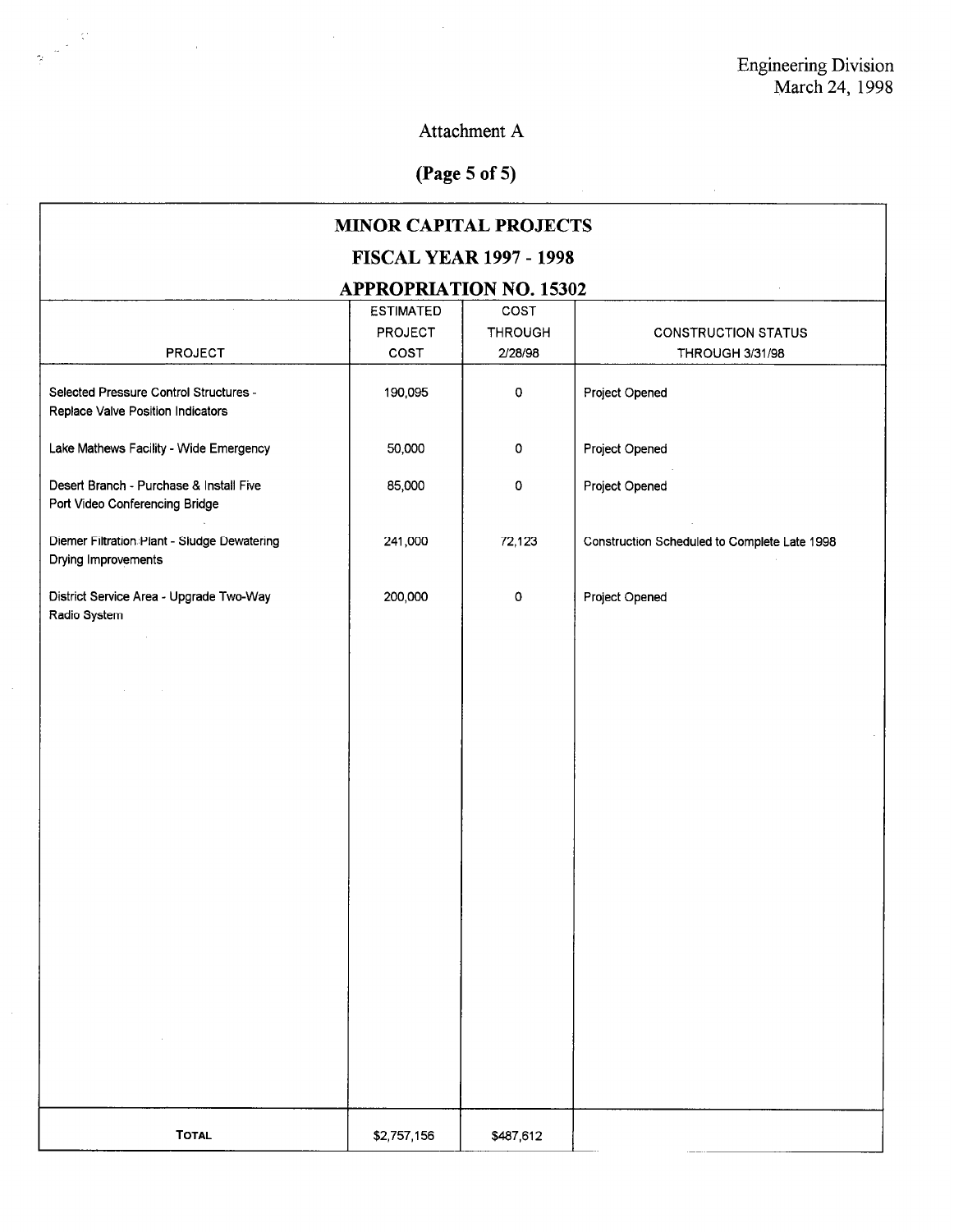Engineering Division
March 24, 1998

Attachment A

**(Page 5 of 5)**

## MINOR CAPITAL PROJECTS

## FISCAL YEAR 1997 - 1998

## APPROPRIATION NO. 15302

| PROJECT | ESTIMATED PROJECT COST | COST THROUGH 2/28/98 | CONSTRUCTION STATUS THROUGH 3/31/98 |
|---|---|---|---|
| Selected Pressure Control Structures - Replace Valve Position Indicators | 190,095 | 0 | Project Opened |
| Lake Mathews Facility - Wide Emergency | 50,000 | 0 | Project Opened |
| Desert Branch - Purchase & Install Five Port Video Conferencing Bridge | 85,000 | 0 | Project Opened |
| Diemer Filtration Plant - Sludge Dewatering Drying Improvements | 241,000 | 72,123 | Construction Scheduled to Complete Late 1998 |
| District Service Area - Upgrade Two-Way Radio System | 200,000 | 0 | Project Opened |
| **TOTAL** | $2,757,156 | $487,612 | |